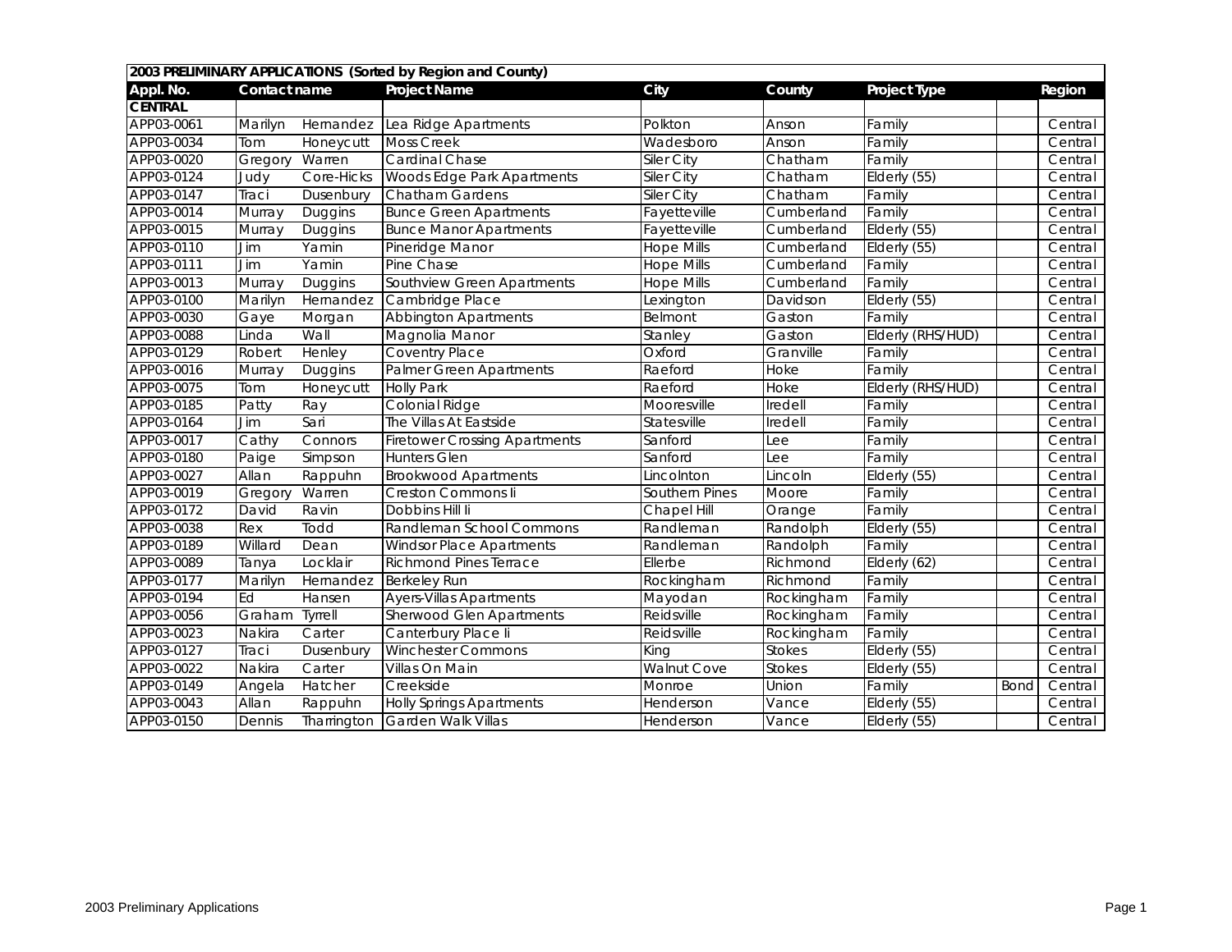| 2003 PRELIMINARY APPLICATIONS (Sorted by Region and County) | | | | | | | | |
|---|---|---|---|---|---|---|---|---|
| **Appl. No.** | **Contact name** | | **Project Name** | **City** | **County** | **Project Type** | | **Region** |
| **CENTRAL** | | | | | | | | |
| APP03-0061 | Marilyn | Hernandez | Lea Ridge Apartments | Polkton | Anson | Family | | Central |
| APP03-0034 | Tom | Honeycutt | Moss Creek | Wadesboro | Anson | Family | | Central |
| APP03-0020 | Gregory | Warren | Cardinal Chase | Siler City | Chatham | Family | | Central |
| APP03-0124 | Judy | Core-Hicks | Woods Edge Park Apartments | Siler City | Chatham | Elderly (55) | | Central |
| APP03-0147 | Traci | Dusenbury | Chatham Gardens | Siler City | Chatham | Family | | Central |
| APP03-0014 | Murray | Duggins | Bunce Green Apartments | Fayetteville | Cumberland | Family | | Central |
| APP03-0015 | Murray | Duggins | Bunce Manor Apartments | Fayetteville | Cumberland | Elderly (55) | | Central |
| APP03-0110 | Jim | Yamin | Pineridge Manor | Hope Mills | Cumberland | Elderly (55) | | Central |
| APP03-0111 | Jim | Yamin | Pine Chase | Hope Mills | Cumberland | Family | | Central |
| APP03-0013 | Murray | Duggins | Southview Green Apartments | Hope Mills | Cumberland | Family | | Central |
| APP03-0100 | Marilyn | Hernandez | Cambridge Place | Lexington | Davidson | Elderly (55) | | Central |
| APP03-0030 | Gaye | Morgan | Abbington Apartments | Belmont | Gaston | Family | | Central |
| APP03-0088 | Linda | Wall | Magnolia Manor | Stanley | Gaston | Elderly (RHS/HUD) | | Central |
| APP03-0129 | Robert | Henley | Coventry Place | Oxford | Granville | Family | | Central |
| APP03-0016 | Murray | Duggins | Palmer Green Apartments | Raeford | Hoke | Family | | Central |
| APP03-0075 | Tom | Honeycutt | Holly Park | Raeford | Hoke | Elderly (RHS/HUD) | | Central |
| APP03-0185 | Patty | Ray | Colonial Ridge | Mooresville | Iredell | Family | | Central |
| APP03-0164 | Jim | Sari | The Villas At Eastside | Statesville | Iredell | Family | | Central |
| APP03-0017 | Cathy | Connors | Firetower Crossing Apartments | Sanford | Lee | Family | | Central |
| APP03-0180 | Paige | Simpson | Hunters Glen | Sanford | Lee | Family | | Central |
| APP03-0027 | Allan | Rappuhn | Brookwood Apartments | Lincolnton | Lincoln | Elderly (55) | | Central |
| APP03-0019 | Gregory | Warren | Creston Commons Ii | Southern Pines | Moore | Family | | Central |
| APP03-0172 | David | Ravin | Dobbins Hill Ii | Chapel Hill | Orange | Family | | Central |
| APP03-0038 | Rex | Todd | Randleman School Commons | Randleman | Randolph | Elderly (55) | | Central |
| APP03-0189 | Willard | Dean | Windsor Place Apartments | Randleman | Randolph | Family | | Central |
| APP03-0089 | Tanya | Locklair | Richmond Pines Terrace | Ellerbe | Richmond | Elderly (62) | | Central |
| APP03-0177 | Marilyn | Hernandez | Berkeley Run | Rockingham | Richmond | Family | | Central |
| APP03-0194 | Ed | Hansen | Ayers-Villas Apartments | Mayodan | Rockingham | Family | | Central |
| APP03-0056 | Graham | Tyrrell | Sherwood Glen Apartments | Reidsville | Rockingham | Family | | Central |
| APP03-0023 | Nakira | Carter | Canterbury Place Ii | Reidsville | Rockingham | Family | | Central |
| APP03-0127 | Traci | Dusenbury | Winchester Commons | King | Stokes | Elderly (55) | | Central |
| APP03-0022 | Nakira | Carter | Villas On Main | Walnut Cove | Stokes | Elderly (55) | | Central |
| APP03-0149 | Angela | Hatcher | Creekside | Monroe | Union | Family | Bond | Central |
| APP03-0043 | Allan | Rappuhn | Holly Springs Apartments | Henderson | Vance | Elderly (55) | | Central |
| APP03-0150 | Dennis | Tharrington | Garden Walk Villas | Henderson | Vance | Elderly (55) | | Central |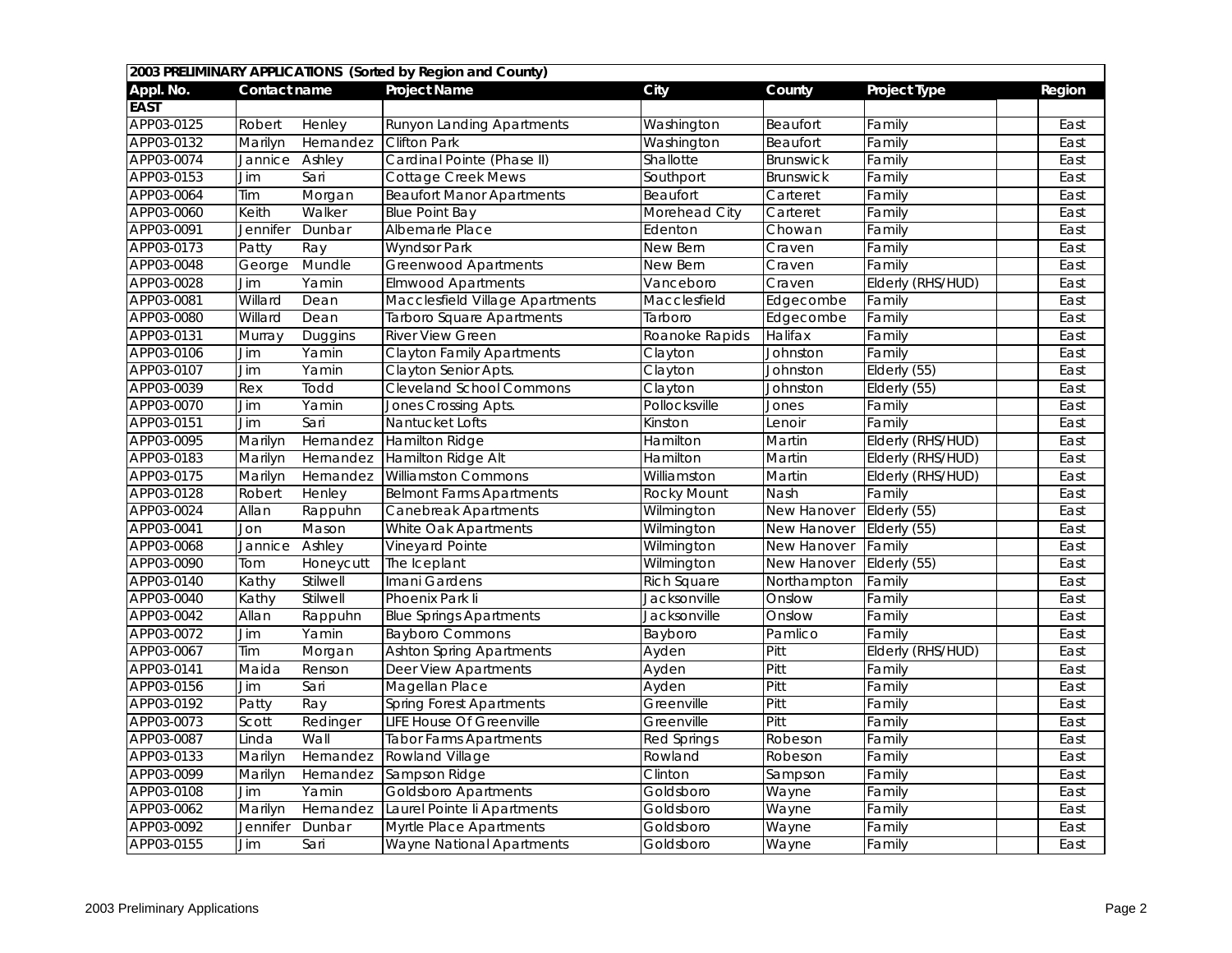| 2003 PRELIMINARY APPLICATIONS (Sorted by Region and County) | | | | | | | | |
|---|---|---|---|---|---|---|---|---|
| **Appl. No.** | **Contact name** | | **Project Name** | **City** | **County** | **Project Type** | | **Region** |
| **EAST** | | | | | | | | |
| APP03-0125 | Robert | Henley | Runyon Landing Apartments | Washington | Beaufort | Family | | East |
| APP03-0132 | Marilyn | Hernandez | Clifton Park | Washington | Beaufort | Family | | East |
| APP03-0074 | Jannice | Ashley | Cardinal Pointe (Phase II) | Shallotte | Brunswick | Family | | East |
| APP03-0153 | Jim | Sari | Cottage Creek Mews | Southport | Brunswick | Family | | East |
| APP03-0064 | Tim | Morgan | Beaufort Manor Apartments | Beaufort | Carteret | Family | | East |
| APP03-0060 | Keith | Walker | Blue Point Bay | Morehead City | Carteret | Family | | East |
| APP03-0091 | Jennifer | Dunbar | Albemarle Place | Edenton | Chowan | Family | | East |
| APP03-0173 | Patty | Ray | Wyndsor Park | New Bern | Craven | Family | | East |
| APP03-0048 | George | Mundle | Greenwood Apartments | New Bern | Craven | Family | | East |
| APP03-0028 | Jim | Yamin | Elmwood Apartments | Vanceboro | Craven | Elderly (RHS/HUD) | | East |
| APP03-0081 | Willard | Dean | Macclesfield Village Apartments | Macclesfield | Edgecombe | Family | | East |
| APP03-0080 | Willard | Dean | Tarboro Square Apartments | Tarboro | Edgecombe | Family | | East |
| APP03-0131 | Murray | Duggins | River View Green | Roanoke Rapids | Halifax | Family | | East |
| APP03-0106 | Jim | Yamin | Clayton Family Apartments | Clayton | Johnston | Family | | East |
| APP03-0107 | Jim | Yamin | Clayton Senior Apts. | Clayton | Johnston | Elderly (55) | | East |
| APP03-0039 | Rex | Todd | Cleveland School Commons | Clayton | Johnston | Elderly (55) | | East |
| APP03-0070 | Jim | Yamin | Jones Crossing Apts. | Pollocksville | Jones | Family | | East |
| APP03-0151 | Jim | Sari | Nantucket Lofts | Kinston | Lenoir | Family | | East |
| APP03-0095 | Marilyn | Hernandez | Hamilton Ridge | Hamilton | Martin | Elderly (RHS/HUD) | | East |
| APP03-0183 | Marilyn | Hernandez | Hamilton Ridge Alt | Hamilton | Martin | Elderly (RHS/HUD) | | East |
| APP03-0175 | Marilyn | Hernandez | Williamston Commons | Williamston | Martin | Elderly (RHS/HUD) | | East |
| APP03-0128 | Robert | Henley | Belmont Farms Apartments | Rocky Mount | Nash | Family | | East |
| APP03-0024 | Allan | Rappuhn | Canebreak Apartments | Wilmington | New Hanover | Elderly (55) | | East |
| APP03-0041 | Jon | Mason | White Oak Apartments | Wilmington | New Hanover | Elderly (55) | | East |
| APP03-0068 | Jannice | Ashley | Vineyard Pointe | Wilmington | New Hanover | Family | | East |
| APP03-0090 | Tom | Honeycutt | The Iceplant | Wilmington | New Hanover | Elderly (55) | | East |
| APP03-0140 | Kathy | Stilwell | Imani Gardens | Rich Square | Northampton | Family | | East |
| APP03-0040 | Kathy | Stilwell | Phoenix Park Ii | Jacksonville | Onslow | Family | | East |
| APP03-0042 | Allan | Rappuhn | Blue Springs Apartments | Jacksonville | Onslow | Family | | East |
| APP03-0072 | Jim | Yamin | Bayboro Commons | Bayboro | Pamlico | Family | | East |
| APP03-0067 | Tim | Morgan | Ashton Spring Apartments | Ayden | Pitt | Elderly (RHS/HUD) | | East |
| APP03-0141 | Maida | Renson | Deer View Apartments | Ayden | Pitt | Family | | East |
| APP03-0156 | Jim | Sari | Magellan Place | Ayden | Pitt | Family | | East |
| APP03-0192 | Patty | Ray | Spring Forest Apartments | Greenville | Pitt | Family | | East |
| APP03-0073 | Scott | Redinger | LIFE House Of Greenville | Greenville | Pitt | Family | | East |
| APP03-0087 | Linda | Wall | Tabor Farms Apartments | Red Springs | Robeson | Family | | East |
| APP03-0133 | Marilyn | Hernandez | Rowland Village | Rowland | Robeson | Family | | East |
| APP03-0099 | Marilyn | Hernandez | Sampson Ridge | Clinton | Sampson | Family | | East |
| APP03-0108 | Jim | Yamin | Goldsboro Apartments | Goldsboro | Wayne | Family | | East |
| APP03-0062 | Marilyn | Hernandez | Laurel Pointe Ii Apartments | Goldsboro | Wayne | Family | | East |
| APP03-0092 | Jennifer | Dunbar | Myrtle Place Apartments | Goldsboro | Wayne | Family | | East |
| APP03-0155 | Jim | Sari | Wayne National Apartments | Goldsboro | Wayne | Family | | East |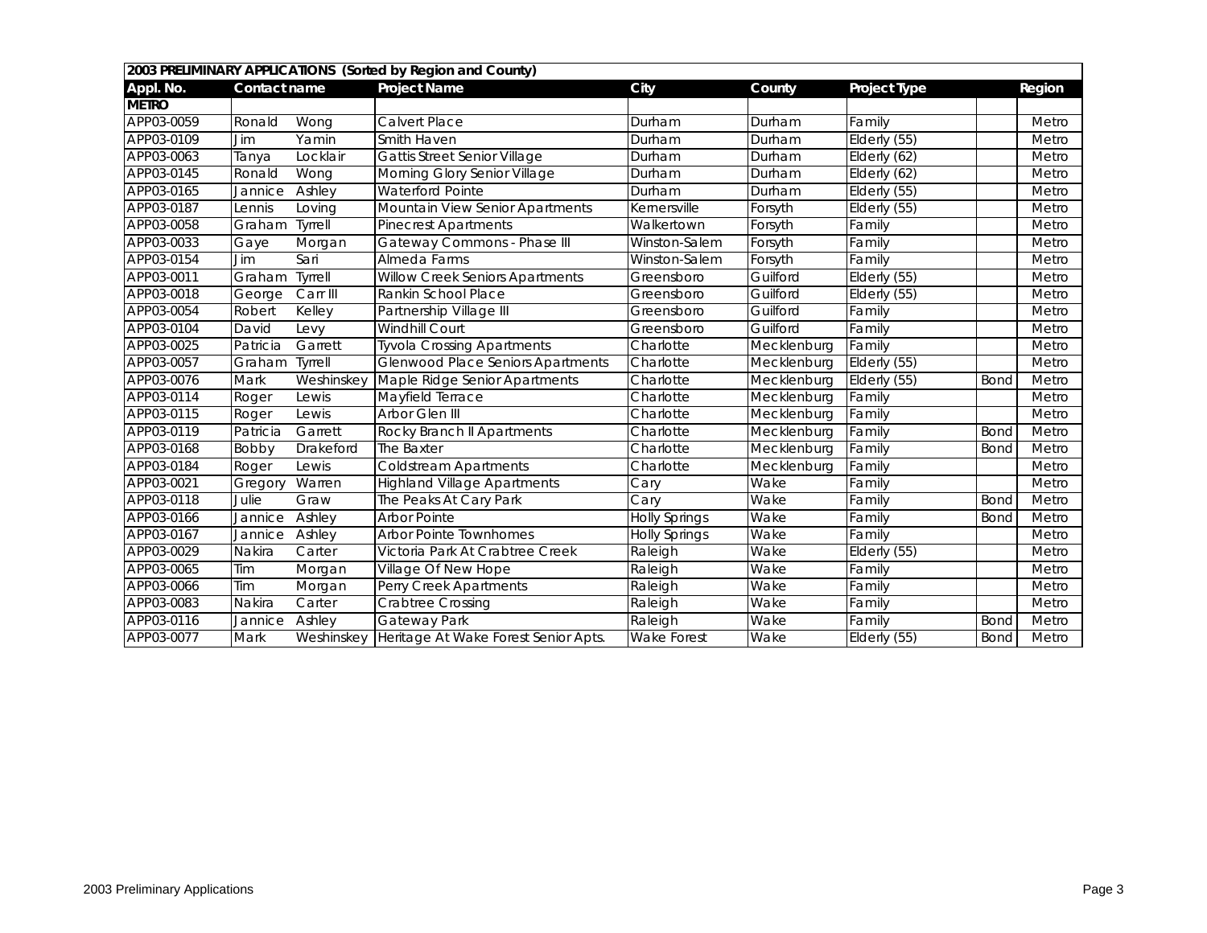| 2003 PRELIMINARY APPLICATIONS (Sorted by Region and County) | | | | | | | | |
|---|---|---|---|---|---|---|---|---|
| Appl. No. | Contact name | | Project Name | City | County | Project Type | | Region |
| METRO | | | | | | | | |
| APP03-0059 | Ronald | Wong | Calvert Place | Durham | Durham | Family | | Metro |
| APP03-0109 | Jim | Yamin | Smith Haven | Durham | Durham | Elderly (55) | | Metro |
| APP03-0063 | Tanya | Locklair | Gattis Street Senior Village | Durham | Durham | Elderly (62) | | Metro |
| APP03-0145 | Ronald | Wong | Morning Glory Senior Village | Durham | Durham | Elderly (62) | | Metro |
| APP03-0165 | Jannice | Ashley | Waterford Pointe | Durham | Durham | Elderly (55) | | Metro |
| APP03-0187 | Lennis | Loving | Mountain View Senior Apartments | Kernersville | Forsyth | Elderly (55) | | Metro |
| APP03-0058 | Graham | Tyrrell | Pinecrest Apartments | Walkertown | Forsyth | Family | | Metro |
| APP03-0033 | Gaye | Morgan | Gateway Commons - Phase III | Winston-Salem | Forsyth | Family | | Metro |
| APP03-0154 | Jim | Sari | Almeda Farms | Winston-Salem | Forsyth | Family | | Metro |
| APP03-0011 | Graham | Tyrrell | Willow Creek Seniors Apartments | Greensboro | Guilford | Elderly (55) | | Metro |
| APP03-0018 | George | Carr III | Rankin School Place | Greensboro | Guilford | Elderly (55) | | Metro |
| APP03-0054 | Robert | Kelley | Partnership Village III | Greensboro | Guilford | Family | | Metro |
| APP03-0104 | David | Levy | Windhill Court | Greensboro | Guilford | Family | | Metro |
| APP03-0025 | Patricia | Garrett | Tyvola Crossing Apartments | Charlotte | Mecklenburg | Family | | Metro |
| APP03-0057 | Graham | Tyrrell | Glenwood Place Seniors Apartments | Charlotte | Mecklenburg | Elderly (55) | | Metro |
| APP03-0076 | Mark | Weshinskey | Maple Ridge Senior Apartments | Charlotte | Mecklenburg | Elderly (55) | Bond | Metro |
| APP03-0114 | Roger | Lewis | Mayfield Terrace | Charlotte | Mecklenburg | Family | | Metro |
| APP03-0115 | Roger | Lewis | Arbor Glen III | Charlotte | Mecklenburg | Family | | Metro |
| APP03-0119 | Patricia | Garrett | Rocky Branch II Apartments | Charlotte | Mecklenburg | Family | Bond | Metro |
| APP03-0168 | Bobby | Drakeford | The Baxter | Charlotte | Mecklenburg | Family | Bond | Metro |
| APP03-0184 | Roger | Lewis | Coldstream Apartments | Charlotte | Mecklenburg | Family | | Metro |
| APP03-0021 | Gregory | Warren | Highland Village Apartments | Cary | Wake | Family | | Metro |
| APP03-0118 | Julie | Graw | The Peaks At Cary Park | Cary | Wake | Family | Bond | Metro |
| APP03-0166 | Jannice | Ashley | Arbor Pointe | Holly Springs | Wake | Family | Bond | Metro |
| APP03-0167 | Jannice | Ashley | Arbor Pointe Townhomes | Holly Springs | Wake | Family | | Metro |
| APP03-0029 | Nakira | Carter | Victoria Park At Crabtree Creek | Raleigh | Wake | Elderly (55) | | Metro |
| APP03-0065 | Tim | Morgan | Village Of New Hope | Raleigh | Wake | Family | | Metro |
| APP03-0066 | Tim | Morgan | Perry Creek Apartments | Raleigh | Wake | Family | | Metro |
| APP03-0083 | Nakira | Carter | Crabtree Crossing | Raleigh | Wake | Family | | Metro |
| APP03-0116 | Jannice | Ashley | Gateway Park | Raleigh | Wake | Family | Bond | Metro |
| APP03-0077 | Mark | Weshinskey | Heritage At Wake Forest Senior Apts. | Wake Forest | Wake | Elderly (55) | Bond | Metro |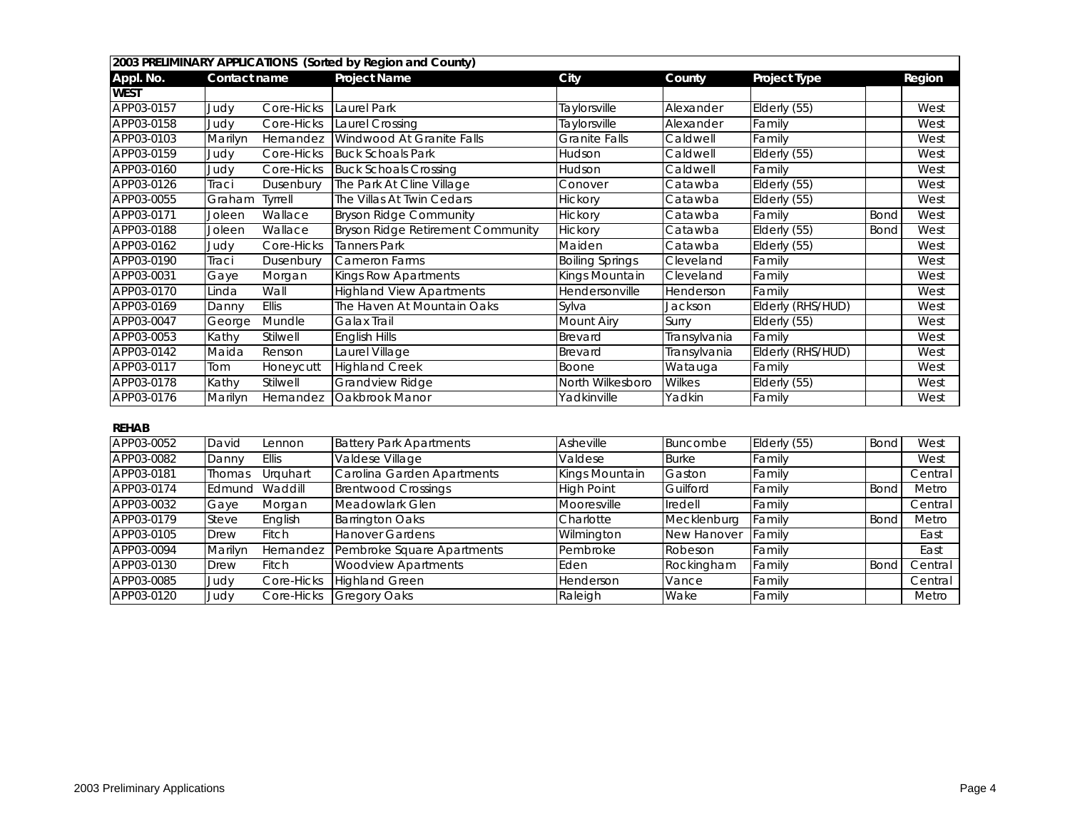## 2003 PRELIMINARY APPLICATIONS (Sorted by Region and County)

| Appl. No. | Contact name | | Project Name | City | County | Project Type | | Region |
|---|---|---|---|---|---|---|---|---|
| **WEST** | | | | | | | | |
| APP03-0157 | Judy | Core-Hicks | Laurel Park | Taylorsville | Alexander | Elderly (55) | | West |
| APP03-0158 | Judy | Core-Hicks | Laurel Crossing | Taylorsville | Alexander | Family | | West |
| APP03-0103 | Marilyn | Hernandez | Windwood At Granite Falls | Granite Falls | Caldwell | Family | | West |
| APP03-0159 | Judy | Core-Hicks | Buck Schoals Park | Hudson | Caldwell | Elderly (55) | | West |
| APP03-0160 | Judy | Core-Hicks | Buck Schoals Crossing | Hudson | Caldwell | Family | | West |
| APP03-0126 | Traci | Dusenbury | The Park At Cline Village | Conover | Catawba | Elderly (55) | | West |
| APP03-0055 | Graham | Tyrrell | The Villas At Twin Cedars | Hickory | Catawba | Elderly (55) | | West |
| APP03-0171 | Joleen | Wallace | Bryson Ridge Community | Hickory | Catawba | Family | Bond | West |
| APP03-0188 | Joleen | Wallace | Bryson Ridge Retirement Community | Hickory | Catawba | Elderly (55) | Bond | West |
| APP03-0162 | Judy | Core-Hicks | Tanners Park | Maiden | Catawba | Elderly (55) | | West |
| APP03-0190 | Traci | Dusenbury | Cameron Farms | Boiling Springs | Cleveland | Family | | West |
| APP03-0031 | Gaye | Morgan | Kings Row Apartments | Kings Mountain | Cleveland | Family | | West |
| APP03-0170 | Linda | Wall | Highland View Apartments | Hendersonville | Henderson | Family | | West |
| APP03-0169 | Danny | Ellis | The Haven At Mountain Oaks | Sylva | Jackson | Elderly (RHS/HUD) | | West |
| APP03-0047 | George | Mundle | Galax Trail | Mount Airy | Surry | Elderly (55) | | West |
| APP03-0053 | Kathy | Stilwell | English Hills | Brevard | Transylvania | Family | | West |
| APP03-0142 | Maida | Renson | Laurel Village | Brevard | Transylvania | Elderly (RHS/HUD) | | West |
| APP03-0117 | Tom | Honeycutt | Highland Creek | Boone | Watauga | Family | | West |
| APP03-0178 | Kathy | Stilwell | Grandview Ridge | North Wilkesboro | Wilkes | Elderly (55) | | West |
| APP03-0176 | Marilyn | Hernandez | Oakbrook Manor | Yadkinville | Yadkin | Family | | West |

**REHAB**

| | | | | | | | | |
|---|---|---|---|---|---|---|---|---|
| APP03-0052 | David | Lennon | Battery Park Apartments | Asheville | Buncombe | Elderly (55) | Bond | West |
| APP03-0082 | Danny | Ellis | Valdese Village | Valdese | Burke | Family | | West |
| APP03-0181 | Thomas | Urquhart | Carolina Garden Apartments | Kings Mountain | Gaston | Family | | Central |
| APP03-0174 | Edmund | Waddill | Brentwood Crossings | High Point | Guilford | Family | Bond | Metro |
| APP03-0032 | Gaye | Morgan | Meadowlark Glen | Mooresville | Iredell | Family | | Central |
| APP03-0179 | Steve | English | Barrington Oaks | Charlotte | Mecklenburg | Family | Bond | Metro |
| APP03-0105 | Drew | Fitch | Hanover Gardens | Wilmington | New Hanover | Family | | East |
| APP03-0094 | Marilyn | Hernandez | Pembroke Square Apartments | Pembroke | Robeson | Family | | East |
| APP03-0130 | Drew | Fitch | Woodview Apartments | Eden | Rockingham | Family | Bond | Central |
| APP03-0085 | Judy | Core-Hicks | Highland Green | Henderson | Vance | Family | | Central |
| APP03-0120 | Judy | Core-Hicks | Gregory Oaks | Raleigh | Wake | Family | | Metro |